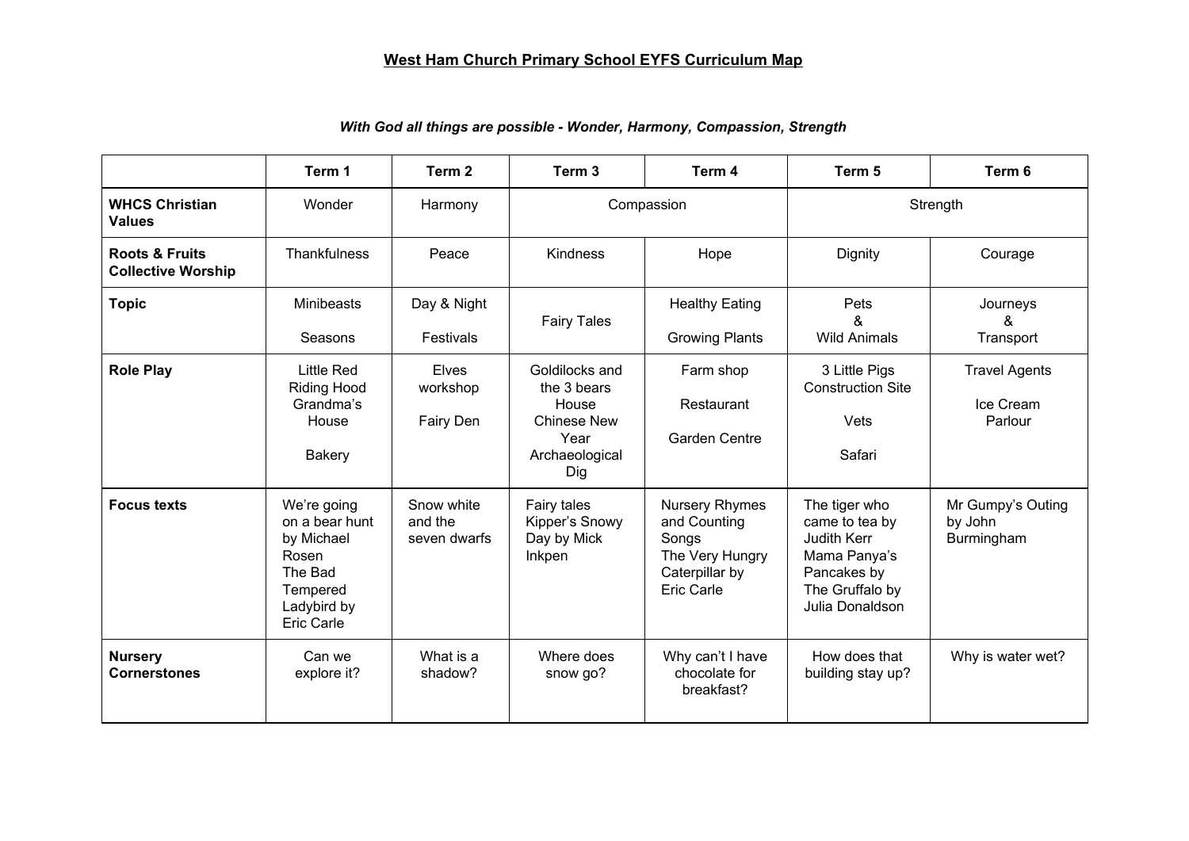**West Ham Church Primary School EYFS Curriculum Map**

***With God all things are possible - Wonder, Harmony, Compassion, Strength***

| | Term 1 | Term 2 | Term 3 | Term 4 | Term 5 | Term 6 |
|---|---|---|---|---|---|---|
| **WHCS Christian Values** | Wonder | Harmony | Compassion | | Strength | |
| **Roots & Fruits Collective Worship** | Thankfulness | Peace | Kindness | Hope | Dignity | Courage |
| **Topic** | Minibeasts<br><br>Seasons | Day & Night<br><br>Festivals | Fairy Tales | Healthy Eating<br><br>Growing Plants | Pets<br>&<br>Wild Animals | Journeys<br>&<br>Transport |
| **Role Play** | Little Red Riding Hood Grandma's House<br><br>Bakery | Elves workshop<br><br>Fairy Den | Goldilocks and the 3 bears House<br>Chinese New Year<br>Archaeological Dig | Farm shop<br><br>Restaurant<br><br>Garden Centre | 3 Little Pigs Construction Site<br><br>Vets<br><br>Safari | Travel Agents<br><br>Ice Cream Parlour |
| **Focus texts** | We're going on a bear hunt by Michael Rosen<br>The Bad Tempered Ladybird by Eric Carle | Snow white and the seven dwarfs | Fairy tales<br>Kipper's Snowy Day by Mick Inkpen | Nursery Rhymes and Counting Songs<br>The Very Hungry Caterpillar by Eric Carle | The tiger who came to tea by Judith Kerr<br>Mama Panya's Pancakes by<br>The Gruffalo by Julia Donaldson | Mr Gumpy's Outing by John Burmingham |
| **Nursery Cornerstones** | Can we explore it? | What is a shadow? | Where does snow go? | Why can't I have chocolate for breakfast? | How does that building stay up? | Why is water wet? |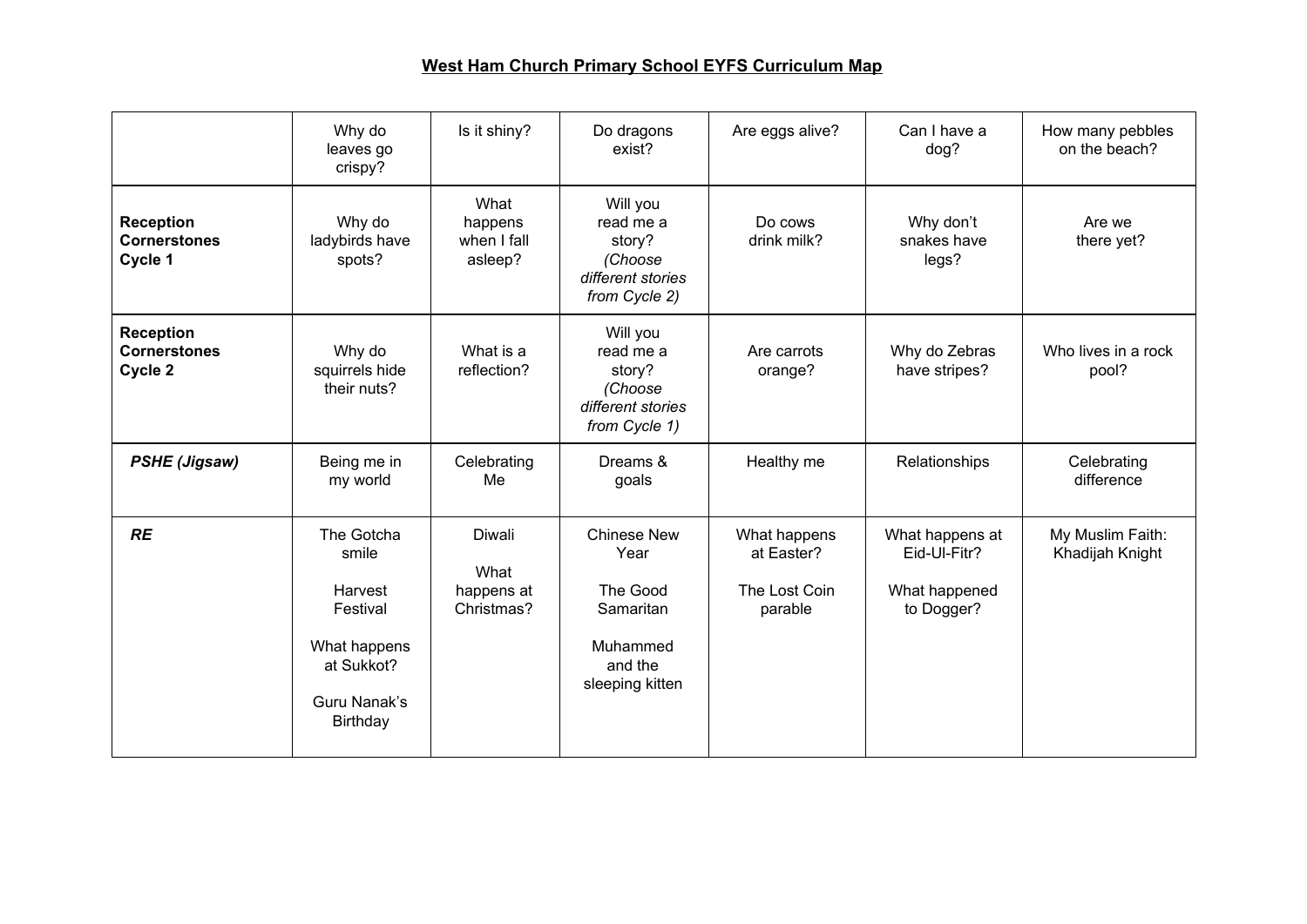# West Ham Church Primary School EYFS Curriculum Map

| | Why do leaves go crispy? | Is it shiny? | Do dragons exist? | Are eggs alive? | Can I have a dog? | How many pebbles on the beach? |
|---|---|---|---|---|---|---|
| **Reception Cornerstones Cycle 1** | Why do ladybirds have spots? | What happens when I fall asleep? | Will you read me a story? *(Choose different stories from Cycle 2)* | Do cows drink milk? | Why don't snakes have legs? | Are we there yet? |
| **Reception Cornerstones Cycle 2** | Why do squirrels hide their nuts? | What is a reflection? | Will you read me a story? *(Choose different stories from Cycle 1)* | Are carrots orange? | Why do Zebras have stripes? | Who lives in a rock pool? |
| ***PSHE (Jigsaw)*** | Being me in my world | Celebrating Me | Dreams & goals | Healthy me | Relationships | Celebrating difference |
| ***RE*** | The Gotcha smile<br><br>Harvest Festival<br><br>What happens at Sukkot?<br><br>Guru Nanak's Birthday | Diwali<br><br>What happens at Christmas? | Chinese New Year<br><br>The Good Samaritan<br><br>Muhammed and the sleeping kitten | What happens at Easter?<br><br>The Lost Coin parable | What happens at Eid-Ul-Fitr?<br><br>What happened to Dogger? | My Muslim Faith: Khadijah Knight |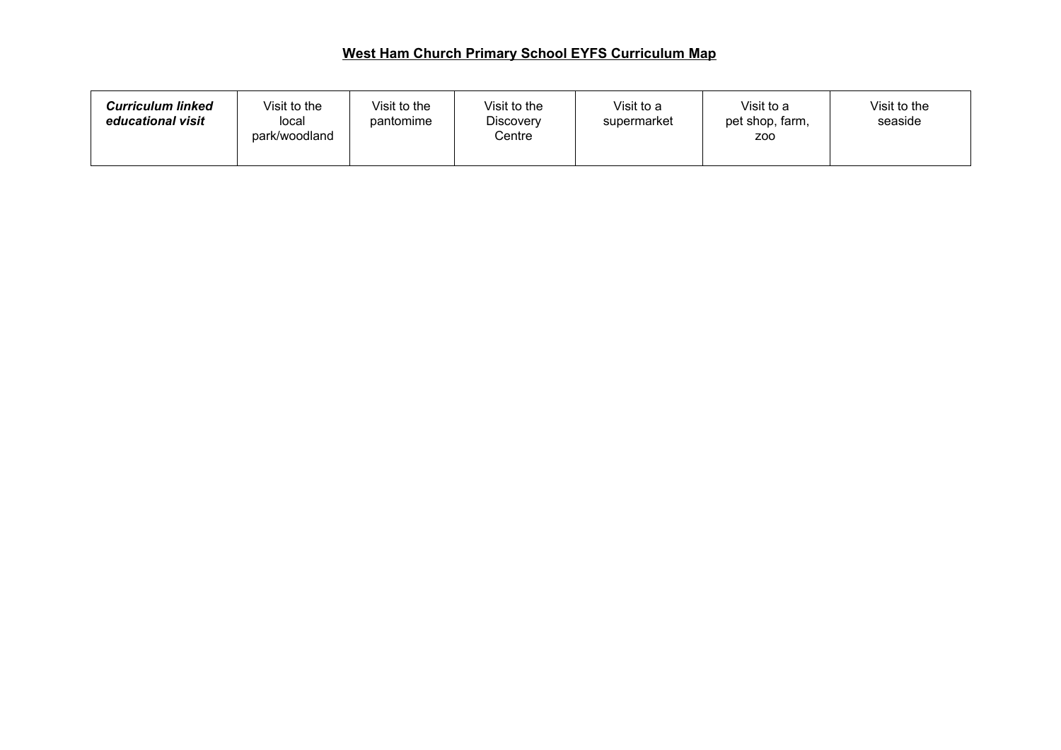**West Ham Church Primary School EYFS Curriculum Map**

| | | | | | | |
|---|---|---|---|---|---|---|
| ***Curriculum linked educational visit*** | Visit to the local park/woodland | Visit to the pantomime | Visit to the Discovery Centre | Visit to a supermarket | Visit to a pet shop, farm, zoo | Visit to the seaside |